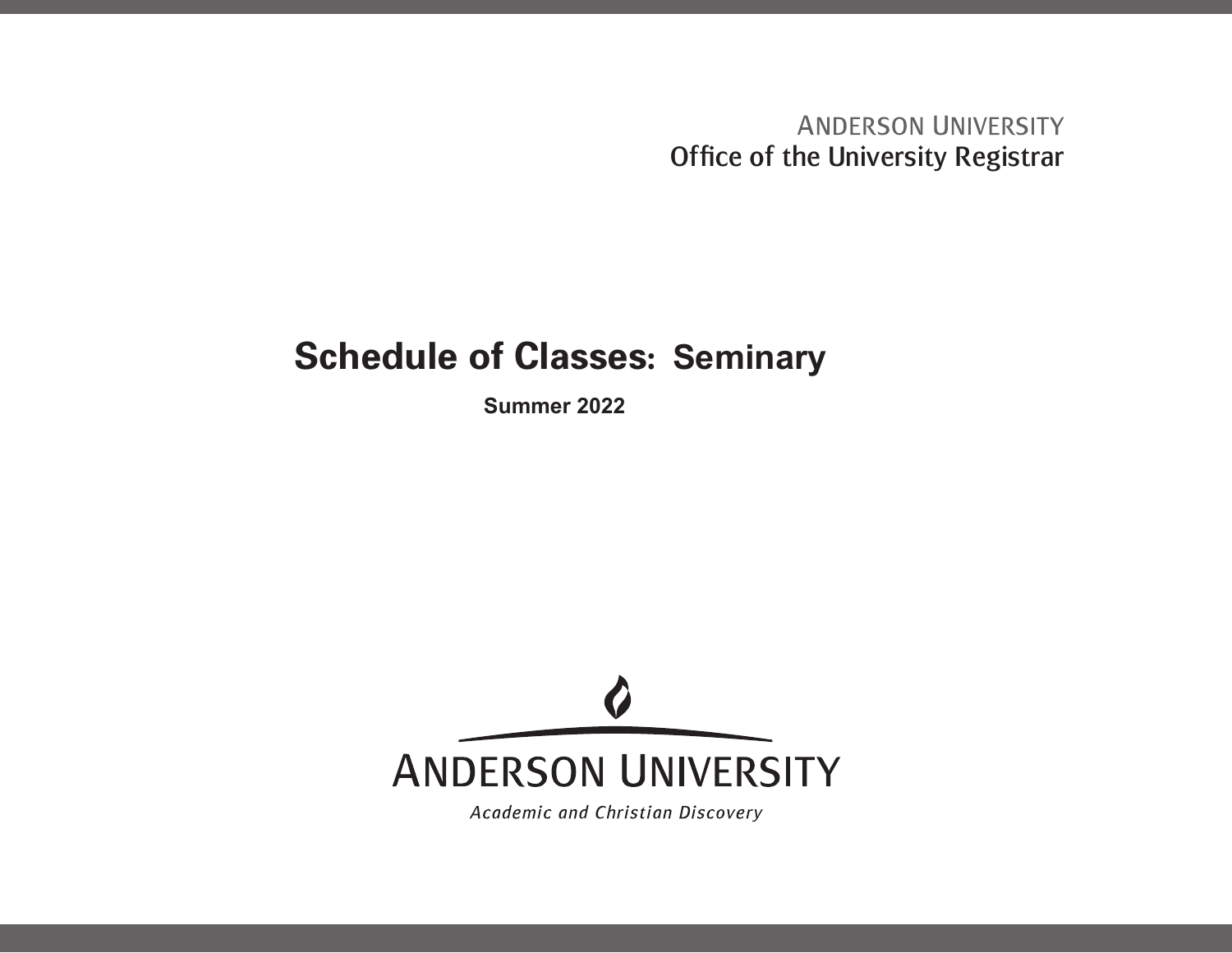ANDERSON UNIVERSITY
Office of the University Registrar

# Schedule of Classes: Seminary

## Summer 2022

ANDERSON UNIVERSITY

*Academic and Christian Discovery*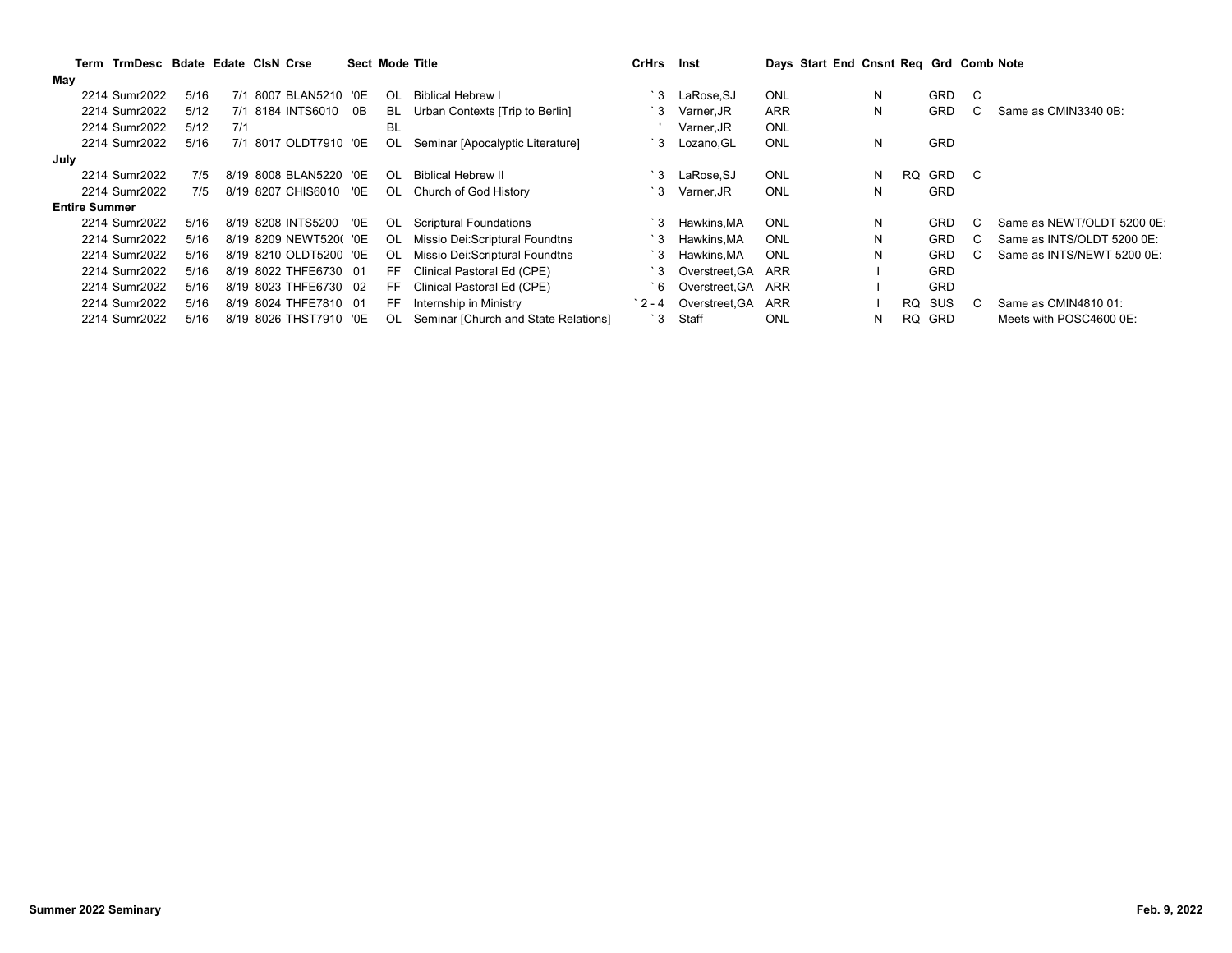| Term | TrmDesc | Bdate | Edate | ClsN | Crse | Sect | Mode | Title | CrHrs | Inst | Days | Start | End | Cnsnt | Req | Grd | Comb | Note |
|---|---|---|---|---|---|---|---|---|---|---|---|---|---|---|---|---|---|---|
| **May** | | | | | | | | | | | | | | | | | | |
| 2214 | Sumr2022 | 5/16 | 7/1 | 8007 | BLAN5210 | '0E | OL | Biblical Hebrew I | ` 3 | LaRose,SJ | ONL | | | N | | GRD | C | |
| 2214 | Sumr2022 | 5/12 | 7/1 | 8184 | INTS6010 | 0B | BL | Urban Contexts [Trip to Berlin] | ` 3 | Varner,JR | ARR | | | N | | GRD | C | Same as CMIN3340 0B: |
| 2214 | Sumr2022 | 5/12 | 7/1 | | | | BL | | ' | Varner,JR | ONL | | | | | | | |
| 2214 | Sumr2022 | 5/16 | 7/1 | 8017 | OLDT7910 | '0E | OL | Seminar [Apocalyptic Literature] | ` 3 | Lozano,GL | ONL | | | N | | GRD | | |
| **July** | | | | | | | | | | | | | | | | | | |
| 2214 | Sumr2022 | 7/5 | 8/19 | 8008 | BLAN5220 | '0E | OL | Biblical Hebrew II | ` 3 | LaRose,SJ | ONL | | | N | RQ | GRD | C | |
| 2214 | Sumr2022 | 7/5 | 8/19 | 8207 | CHIS6010 | '0E | OL | Church of God History | ` 3 | Varner,JR | ONL | | | N | | GRD | | |
| **Entire Summer** | | | | | | | | | | | | | | | | | | |
| 2214 | Sumr2022 | 5/16 | 8/19 | 8208 | INTS5200 | '0E | OL | Scriptural Foundations | ` 3 | Hawkins,MA | ONL | | | N | | GRD | C | Same as NEWT/OLDT 5200 0E: |
| 2214 | Sumr2022 | 5/16 | 8/19 | 8209 | NEWT520( | '0E | OL | Missio Dei:Scriptural Foundtns | ` 3 | Hawkins,MA | ONL | | | N | | GRD | C | Same as INTS/OLDT 5200 0E: |
| 2214 | Sumr2022 | 5/16 | 8/19 | 8210 | OLDT5200 | '0E | OL | Missio Dei:Scriptural Foundtns | ` 3 | Hawkins,MA | ONL | | | N | | GRD | C | Same as INTS/NEWT 5200 0E: |
| 2214 | Sumr2022 | 5/16 | 8/19 | 8022 | THFE6730 | 01 | FF | Clinical Pastoral Ed (CPE) | ` 3 | Overstreet,GA | ARR | | | I | | GRD | | |
| 2214 | Sumr2022 | 5/16 | 8/19 | 8023 | THFE6730 | 02 | FF | Clinical Pastoral Ed (CPE) | ` 6 | Overstreet,GA | ARR | | | I | | GRD | | |
| 2214 | Sumr2022 | 5/16 | 8/19 | 8024 | THFE7810 | 01 | FF | Internship in Ministry | ` 2 - 4 | Overstreet,GA | ARR | | | I | RQ | SUS | C | Same as CMIN4810 01: |
| 2214 | Sumr2022 | 5/16 | 8/19 | 8026 | THST7910 | '0E | OL | Seminar [Church and State Relations] | ` 3 | Staff | ONL | | | N | RQ | GRD | | Meets with POSC4600 0E: |

**Summer 2022 Seminary** **Feb. 9, 2022**